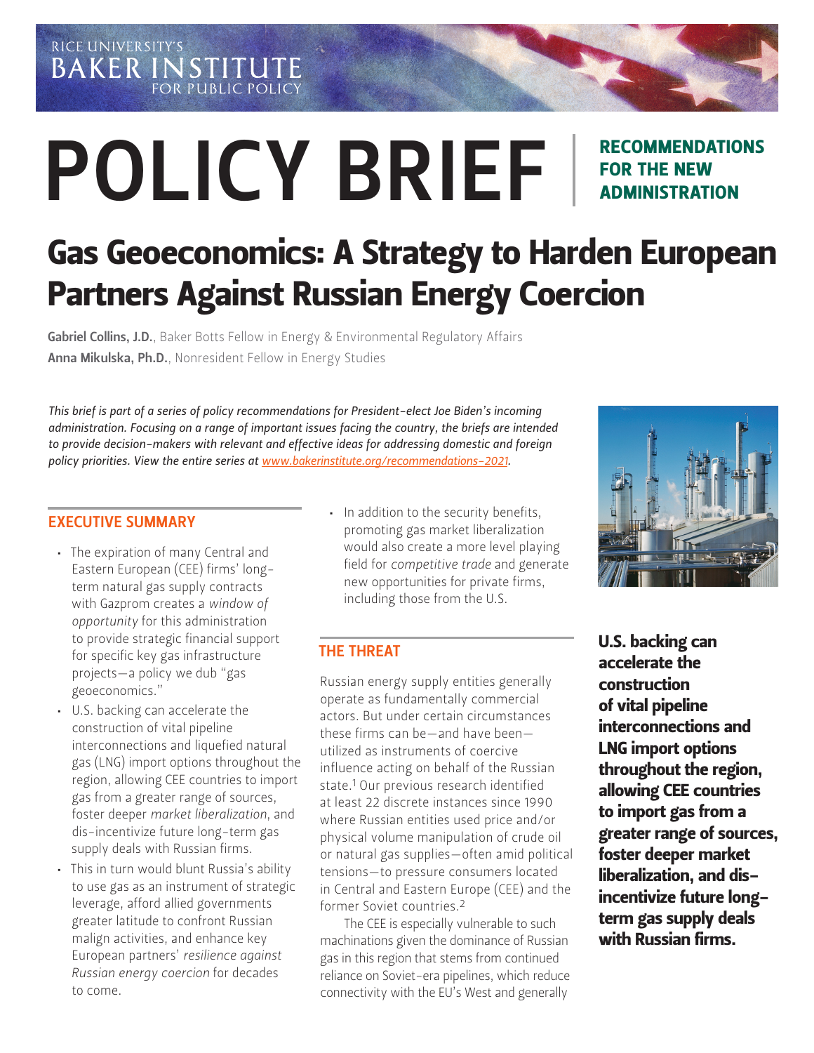RICE UNIVERSITY'S BAKER INSTITUTE FOR PUBLIC POLICY

# POLICY BRIEF

**RECOMMENDATIONS FOR THE NEW ADMINISTRATION**

# Gas Geoeconomics: A Strategy to Harden European Partners Against Russian Energy Coercion

**Gabriel Collins, J.D.**, Baker Botts Fellow in Energy & Environmental Regulatory Affairs
**Anna Mikulska, Ph.D.**, Nonresident Fellow in Energy Studies

*This brief is part of a series of policy recommendations for President-elect Joe Biden's incoming administration. Focusing on a range of important issues facing the country, the briefs are intended to provide decision-makers with relevant and effective ideas for addressing domestic and foreign policy priorities. View the entire series at www.bakerinstitute.org/recommendations-2021.*

## EXECUTIVE SUMMARY

- The expiration of many Central and Eastern European (CEE) firms' long-term natural gas supply contracts with Gazprom creates a *window of opportunity* for this administration to provide strategic financial support for specific key gas infrastructure projects—a policy we dub "gas geoeconomics."
- U.S. backing can accelerate the construction of vital pipeline interconnections and liquefied natural gas (LNG) import options throughout the region, allowing CEE countries to import gas from a greater range of sources, foster deeper *market liberalization*, and dis-incentivize future long-term gas supply deals with Russian firms.
- This in turn would blunt Russia's ability to use gas as an instrument of strategic leverage, afford allied governments greater latitude to confront Russian malign activities, and enhance key European partners' *resilience against Russian energy coercion* for decades to come.
- In addition to the security benefits, promoting gas market liberalization would also create a more level playing field for *competitive trade* and generate new opportunities for private firms, including those from the U.S.

## THE THREAT

Russian energy supply entities generally operate as fundamentally commercial actors. But under certain circumstances these firms can be—and have been—utilized as instruments of coercive influence acting on behalf of the Russian state.[1] Our previous research identified at least 22 discrete instances since 1990 where Russian entities used price and/or physical volume manipulation of crude oil or natural gas supplies—often amid political tensions—to pressure consumers located in Central and Eastern Europe (CEE) and the former Soviet countries.[2]

The CEE is especially vulnerable to such machinations given the dominance of Russian gas in this region that stems from continued reliance on Soviet-era pipelines, which reduce connectivity with the EU's West and generally

**U.S. backing can accelerate the construction of vital pipeline interconnections and LNG import options throughout the region, allowing CEE countries to import gas from a greater range of sources, foster deeper market liberalization, and dis-incentivize future long-term gas supply deals with Russian firms.**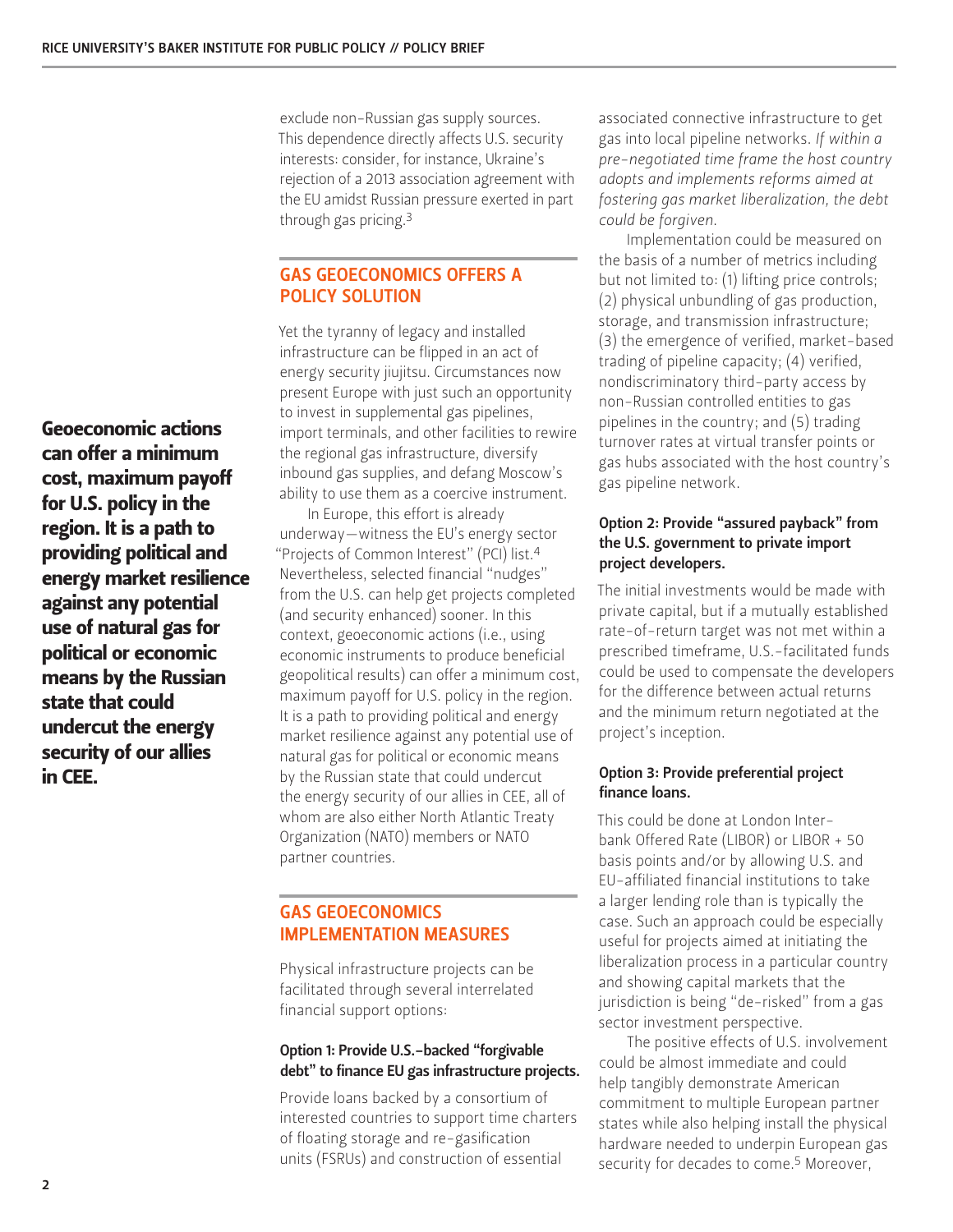exclude non-Russian gas supply sources. This dependence directly affects U.S. security interests: consider, for instance, Ukraine's rejection of a 2013 association agreement with the EU amidst Russian pressure exerted in part through gas pricing.[3]

## GAS GEOECONOMICS OFFERS A POLICY SOLUTION

Yet the tyranny of legacy and installed infrastructure can be flipped in an act of energy security jiujitsu. Circumstances now present Europe with just such an opportunity to invest in supplemental gas pipelines, import terminals, and other facilities to rewire the regional gas infrastructure, diversify inbound gas supplies, and defang Moscow's ability to use them as a coercive instrument.

In Europe, this effort is already underway—witness the EU's energy sector "Projects of Common Interest" (PCI) list.[4] Nevertheless, selected financial "nudges" from the U.S. can help get projects completed (and security enhanced) sooner. In this context, geoeconomic actions (i.e., using economic instruments to produce beneficial geopolitical results) can offer a minimum cost, maximum payoff for U.S. policy in the region. It is a path to providing political and energy market resilience against any potential use of natural gas for political or economic means by the Russian state that could undercut the energy security of our allies in CEE, all of whom are also either North Atlantic Treaty Organization (NATO) members or NATO partner countries.

**Geoeconomic actions can offer a minimum cost, maximum payoff for U.S. policy in the region. It is a path to providing political and energy market resilience against any potential use of natural gas for political or economic means by the Russian state that could undercut the energy security of our allies in CEE.**

## GAS GEOECONOMICS IMPLEMENTATION MEASURES

Physical infrastructure projects can be facilitated through several interrelated financial support options:

### Option 1: Provide U.S.-backed "forgivable debt" to finance EU gas infrastructure projects.

Provide loans backed by a consortium of interested countries to support time charters of floating storage and re-gasification units (FSRUs) and construction of essential associated connective infrastructure to get gas into local pipeline networks. *If within a pre-negotiated time frame the host country adopts and implements reforms aimed at fostering gas market liberalization, the debt could be forgiven.*

Implementation could be measured on the basis of a number of metrics including but not limited to: (1) lifting price controls; (2) physical unbundling of gas production, storage, and transmission infrastructure; (3) the emergence of verified, market-based trading of pipeline capacity; (4) verified, nondiscriminatory third-party access by non-Russian controlled entities to gas pipelines in the country; and (5) trading turnover rates at virtual transfer points or gas hubs associated with the host country's gas pipeline network.

### Option 2: Provide "assured payback" from the U.S. government to private import project developers.

The initial investments would be made with private capital, but if a mutually established rate-of-return target was not met within a prescribed timeframe, U.S.-facilitated funds could be used to compensate the developers for the difference between actual returns and the minimum return negotiated at the project's inception.

### Option 3: Provide preferential project finance loans.

This could be done at London Inter-bank Offered Rate (LIBOR) or LIBOR + 50 basis points and/or by allowing U.S. and EU-affiliated financial institutions to take a larger lending role than is typically the case. Such an approach could be especially useful for projects aimed at initiating the liberalization process in a particular country and showing capital markets that the jurisdiction is being "de-risked" from a gas sector investment perspective.

The positive effects of U.S. involvement could be almost immediate and could help tangibly demonstrate American commitment to multiple European partner states while also helping install the physical hardware needed to underpin European gas security for decades to come.[5] Moreover,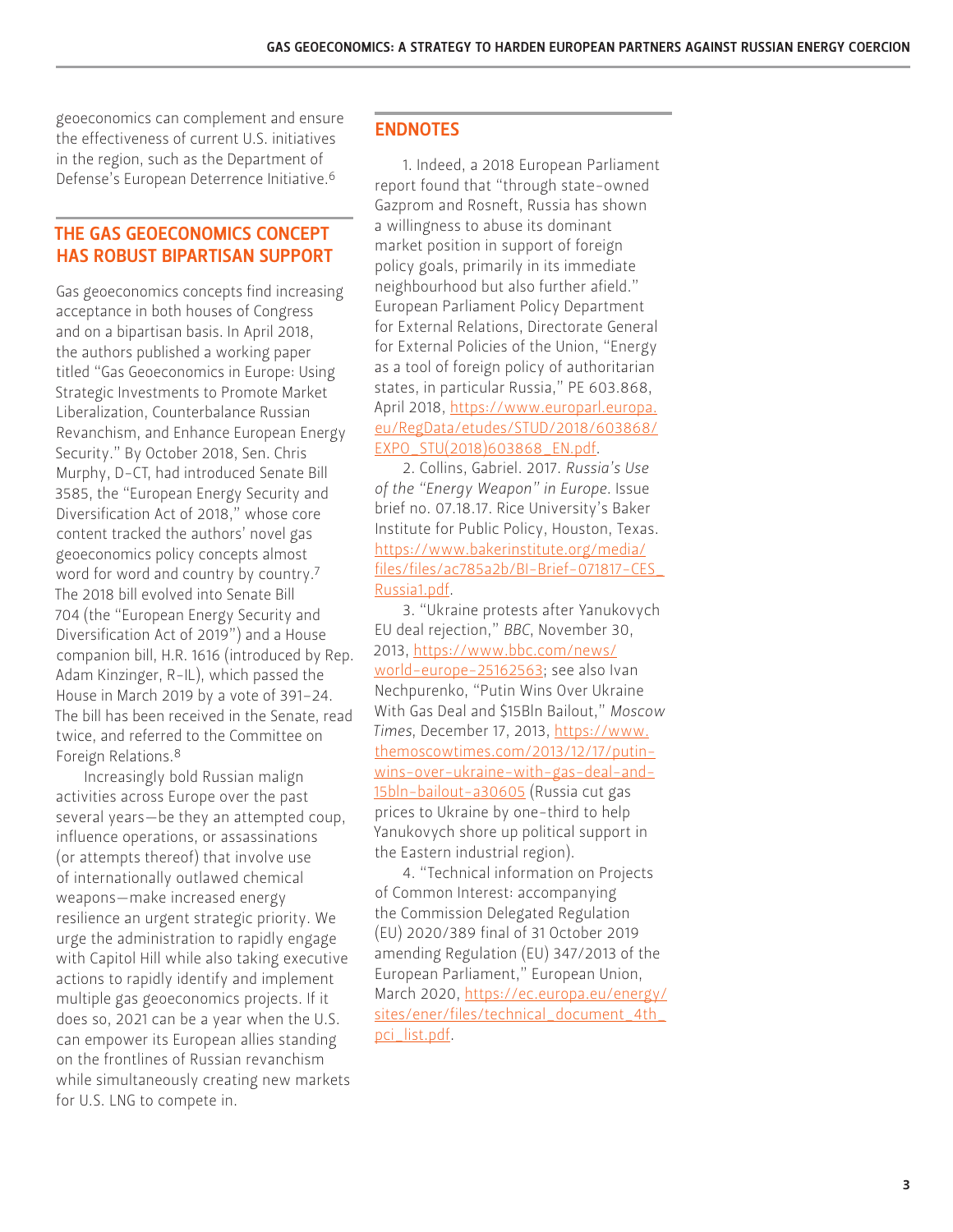geoeconomics can complement and ensure the effectiveness of current U.S. initiatives in the region, such as the Department of Defense's European Deterrence Initiative.[6]

## THE GAS GEOECONOMICS CONCEPT HAS ROBUST BIPARTISAN SUPPORT

Gas geoeconomics concepts find increasing acceptance in both houses of Congress and on a bipartisan basis. In April 2018, the authors published a working paper titled "Gas Geoeconomics in Europe: Using Strategic Investments to Promote Market Liberalization, Counterbalance Russian Revanchism, and Enhance European Energy Security." By October 2018, Sen. Chris Murphy, D-CT, had introduced Senate Bill 3585, the "European Energy Security and Diversification Act of 2018," whose core content tracked the authors' novel gas geoeconomics policy concepts almost word for word and country by country.[7] The 2018 bill evolved into Senate Bill 704 (the "European Energy Security and Diversification Act of 2019") and a House companion bill, H.R. 1616 (introduced by Rep. Adam Kinzinger, R-IL), which passed the House in March 2019 by a vote of 391–24. The bill has been received in the Senate, read twice, and referred to the Committee on Foreign Relations.[8]

Increasingly bold Russian malign activities across Europe over the past several years—be they an attempted coup, influence operations, or assassinations (or attempts thereof) that involve use of internationally outlawed chemical weapons—make increased energy resilience an urgent strategic priority. We urge the administration to rapidly engage with Capitol Hill while also taking executive actions to rapidly identify and implement multiple gas geoeconomics projects. If it does so, 2021 can be a year when the U.S. can empower its European allies standing on the frontlines of Russian revanchism while simultaneously creating new markets for U.S. LNG to compete in.

## ENDNOTES

1. Indeed, a 2018 European Parliament report found that "through state-owned Gazprom and Rosneft, Russia has shown a willingness to abuse its dominant market position in support of foreign policy goals, primarily in its immediate neighbourhood but also further afield." European Parliament Policy Department for External Relations, Directorate General for External Policies of the Union, "Energy as a tool of foreign policy of authoritarian states, in particular Russia," PE 603.868, April 2018, https://www.europarl.europa.eu/RegData/etudes/STUD/2018/603868/EXPO_STU(2018)603868_EN.pdf.

2. Collins, Gabriel. 2017. *Russia's Use of the "Energy Weapon" in Europe*. Issue brief no. 07.18.17. Rice University's Baker Institute for Public Policy, Houston, Texas. https://www.bakerinstitute.org/media/files/files/ac785a2b/BI-Brief-071817-CES_Russia1.pdf.

3. "Ukraine protests after Yanukovych EU deal rejection," *BBC*, November 30, 2013, https://www.bbc.com/news/world-europe-25162563; see also Ivan Nechpurenko, "Putin Wins Over Ukraine With Gas Deal and $15Bln Bailout," *Moscow Times*, December 17, 2013, https://www.themoscowtimes.com/2013/12/17/putin-wins-over-ukraine-with-gas-deal-and-15bln-bailout-a30605 (Russia cut gas prices to Ukraine by one-third to help Yanukovych shore up political support in the Eastern industrial region).

4. "Technical information on Projects of Common Interest: accompanying the Commission Delegated Regulation (EU) 2020/389 final of 31 October 2019 amending Regulation (EU) 347/2013 of the European Parliament," European Union, March 2020, https://ec.europa.eu/energy/sites/ener/files/technical_document_4th_pci_list.pdf.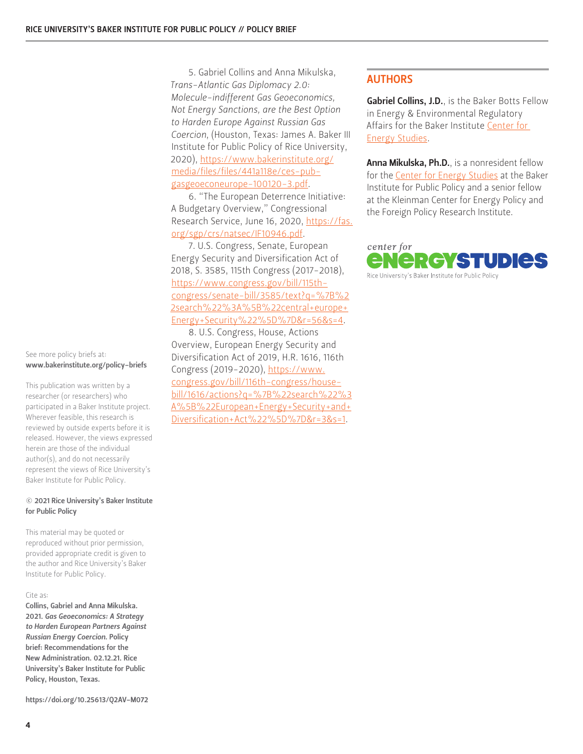5. Gabriel Collins and Anna Mikulska, *Trans-Atlantic Gas Diplomacy 2.0: Molecule-indifferent Gas Geoeconomics, Not Energy Sanctions, are the Best Option to Harden Europe Against Russian Gas Coercion*, (Houston, Texas: James A. Baker III Institute for Public Policy of Rice University, 2020), https://www.bakerinstitute.org/media/files/files/441a118e/ces-pub-gasgeoeconeurope-100120-3.pdf.

6. "The European Deterrence Initiative: A Budgetary Overview," Congressional Research Service, June 16, 2020, https://fas.org/sgp/crs/natsec/IF10946.pdf.

7. U.S. Congress, Senate, European Energy Security and Diversification Act of 2018, S. 3585, 115th Congress (2017-2018), https://www.congress.gov/bill/115th-congress/senate-bill/3585/text?q=%7B%22search%22%3A%5B%22central+europe+Energy+Security%22%5D%7D&r=56&s=4.

8. U.S. Congress, House, Actions Overview, European Energy Security and Diversification Act of 2019, H.R. 1616, 116th Congress (2019-2020), https://www.congress.gov/bill/116th-congress/house-bill/1616/actions?q=%7B%22search%22%3A%5B%22European+Energy+Security+and+Diversification+Act%22%5D%7D&r=3&s=1.

## AUTHORS

**Gabriel Collins, J.D.**, is the Baker Botts Fellow in Energy & Environmental Regulatory Affairs for the Baker Institute Center for Energy Studies.

**Anna Mikulska, Ph.D.**, is a nonresident fellow for the Center for Energy Studies at the Baker Institute for Public Policy and a senior fellow at the Kleinman Center for Energy Policy and the Foreign Policy Research Institute.

center for ENERGY STUDIES
Rice University's Baker Institute for Public Policy

See more policy briefs at:
**www.bakerinstitute.org/policy-briefs**

This publication was written by a researcher (or researchers) who participated in a Baker Institute project. Wherever feasible, this research is reviewed by outside experts before it is released. However, the views expressed herein are those of the individual author(s), and do not necessarily represent the views of Rice University's Baker Institute for Public Policy.

**© 2021 Rice University's Baker Institute for Public Policy**

This material may be quoted or reproduced without prior permission, provided appropriate credit is given to the author and Rice University's Baker Institute for Public Policy.

Cite as:
**Collins, Gabriel and Anna Mikulska. 2021. *Gas Geoeconomics: A Strategy to Harden European Partners Against Russian Energy Coercion.* Policy brief: Recommendations for the New Administration. 02.12.21. Rice University's Baker Institute for Public Policy, Houston, Texas.**

**https://doi.org/10.25613/Q2AV-M072**